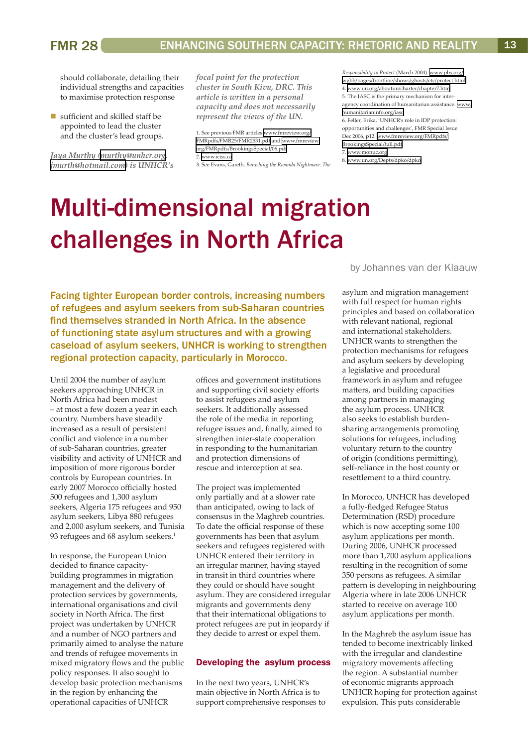should collaborate, detailing their individual strengths and capacities to maximise protection response

- sufficient and skilled staff be appointed to lead the cluster and the cluster's lead groups.

*Jaya Murthy (murthy@unhcr.org, jmurth@hotmail.com) is UNHCR's focal point for the protection cluster in South Kivu, DRC. This article is written in a personal capacity and does not necessarily represent the views of the UN.*

1. See previous FMR articles www.fmreview.org/FMRpdfs/FMR25/FMR2531.pdf and www.fmreview.org/FMRpdfs/BrookingsSpecial/06.pdf
2. www.iciss.ca
3. See Evans, Gareth, *Banishing the Rwanda Nightmare: The Responsibility to Protect* (March 2004). www.pbs.org/wgbh/pages/frontline/shows/ghosts/etc/protect.html
4. www.un.org/aboutun/charter/chapter7.htm
5. The IASC is the primary mechanism for inter-agency coordination of humanitarian assistance. www.humanitarianinfo.org/iasc
6. Feller, Erika, 'UNHCR's role in IDP protection: opportunities and challenges', FMR Special Issue Dec 2006, p12. www.fmreview.org/FMRpdfs/BrookingsSpecial/full.pdf
7. www.monuc.org
8. www.un.org/Depts/dpko/dpko

# Multi-dimensional migration challenges in North Africa

by Johannes van der Klaauw

**Facing tighter European border controls, increasing numbers of refugees and asylum seekers from sub-Saharan countries find themselves stranded in North Africa. In the absence of functioning state asylum structures and with a growing caseload of asylum seekers, UNHCR is working to strengthen regional protection capacity, particularly in Morocco.**

Until 2004 the number of asylum seekers approaching UNHCR in North Africa had been modest – at most a few dozen a year in each country. Numbers have steadily increased as a result of persistent conflict and violence in a number of sub-Saharan countries, greater visibility and activity of UNHCR and imposition of more rigorous border controls by European countries. In early 2007 Morocco officially hosted 500 refugees and 1,300 asylum seekers, Algeria 175 refugees and 950 asylum seekers, Libya 880 refugees and 2,000 asylum seekers, and Tunisia 93 refugees and 68 asylum seekers.[1]

In response, the European Union decided to finance capacity-building programmes in migration management and the delivery of protection services by governments, international organisations and civil society in North Africa. The first project was undertaken by UNHCR and a number of NGO partners and primarily aimed to analyse the nature and trends of refugee movements in mixed migratory flows and the public policy responses. It also sought to develop basic protection mechanisms in the region by enhancing the operational capacities of UNHCR offices and government institutions and supporting civil society efforts to assist refugees and asylum seekers. It additionally assessed the role of the media in reporting refugee issues and, finally, aimed to strengthen inter-state cooperation in responding to the humanitarian and protection dimensions of rescue and interception at sea.

The project was implemented only partially and at a slower rate than anticipated, owing to lack of consensus in the Maghreb countries. To date the official response of these governments has been that asylum seekers and refugees registered with UNHCR entered their territory in an irregular manner, having stayed in transit in third countries where they could or should have sought asylum. They are considered irregular migrants and governments deny that their international obligations to protect refugees are put in jeopardy if they decide to arrest or expel them.

## Developing the asylum process

In the next two years, UNHCR's main objective in North Africa is to support comprehensive responses to asylum and migration management with full respect for human rights principles and based on collaboration with relevant national, regional and international stakeholders. UNHCR wants to strengthen the protection mechanisms for refugees and asylum seekers by developing a legislative and procedural framework in asylum and refugee matters, and building capacities among partners in managing the asylum process. UNHCR also seeks to establish burden-sharing arrangements promoting solutions for refugees, including voluntary return to the country of origin (conditions permitting), self-reliance in the host county or resettlement to a third country.

In Morocco, UNHCR has developed a fully-fledged Refugee Status Determination (RSD) procedure which is now accepting some 100 asylum applications per month. During 2006, UNHCR processed more than 1,700 asylum applications resulting in the recognition of some 350 persons as refugees. A similar pattern is developing in neighbouring Algeria where in late 2006 UNHCR started to receive on average 100 asylum applications per month.

In the Maghreb the asylum issue has tended to become inextricably linked with the irregular and clandestine migratory movements affecting the region. A substantial number of economic migrants approach UNHCR hoping for protection against expulsion. This puts considerable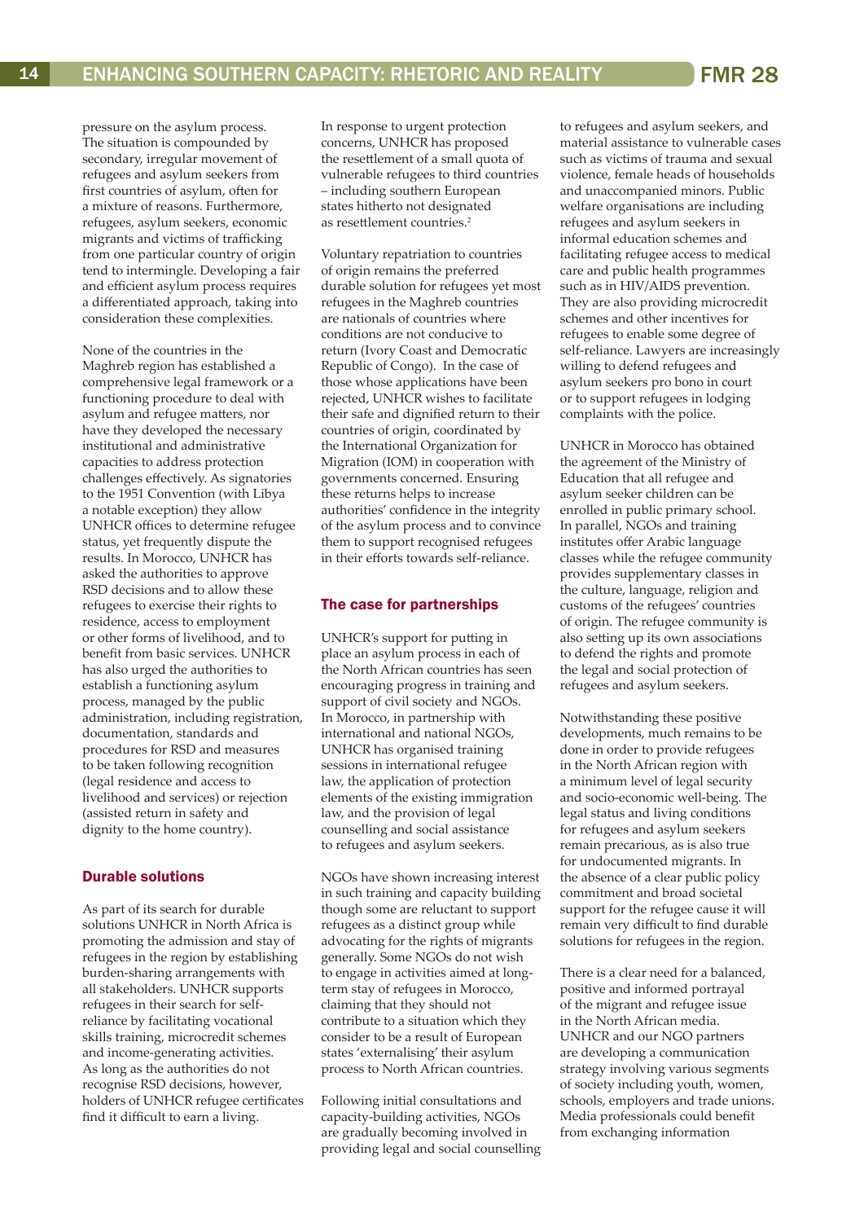pressure on the asylum process. The situation is compounded by secondary, irregular movement of refugees and asylum seekers from first countries of asylum, often for a mixture of reasons. Furthermore, refugees, asylum seekers, economic migrants and victims of trafficking from one particular country of origin tend to intermingle. Developing a fair and efficient asylum process requires a differentiated approach, taking into consideration these complexities.

None of the countries in the Maghreb region has established a comprehensive legal framework or a functioning procedure to deal with asylum and refugee matters, nor have they developed the necessary institutional and administrative capacities to address protection challenges effectively. As signatories to the 1951 Convention (with Libya a notable exception) they allow UNHCR offices to determine refugee status, yet frequently dispute the results. In Morocco, UNHCR has asked the authorities to approve RSD decisions and to allow these refugees to exercise their rights to residence, access to employment or other forms of livelihood, and to benefit from basic services. UNHCR has also urged the authorities to establish a functioning asylum process, managed by the public administration, including registration, documentation, standards and procedures for RSD and measures to be taken following recognition (legal residence and access to livelihood and services) or rejection (assisted return in safety and dignity to the home country).

## Durable solutions

As part of its search for durable solutions UNHCR in North Africa is promoting the admission and stay of refugees in the region by establishing burden-sharing arrangements with all stakeholders. UNHCR supports refugees in their search for self-reliance by facilitating vocational skills training, microcredit schemes and income-generating activities. As long as the authorities do not recognise RSD decisions, however, holders of UNHCR refugee certificates find it difficult to earn a living.

In response to urgent protection concerns, UNHCR has proposed the resettlement of a small quota of vulnerable refugees to third countries – including southern European states hitherto not designated as resettlement countries.[2]

Voluntary repatriation to countries of origin remains the preferred durable solution for refugees yet most refugees in the Maghreb countries are nationals of countries where conditions are not conducive to return (Ivory Coast and Democratic Republic of Congo). In the case of those whose applications have been rejected, UNHCR wishes to facilitate their safe and dignified return to their countries of origin, coordinated by the International Organization for Migration (IOM) in cooperation with governments concerned. Ensuring these returns helps to increase authorities' confidence in the integrity of the asylum process and to convince them to support recognised refugees in their efforts towards self-reliance.

## The case for partnerships

UNHCR's support for putting in place an asylum process in each of the North African countries has seen encouraging progress in training and support of civil society and NGOs. In Morocco, in partnership with international and national NGOs, UNHCR has organised training sessions in international refugee law, the application of protection elements of the existing immigration law, and the provision of legal counselling and social assistance to refugees and asylum seekers.

NGOs have shown increasing interest in such training and capacity building though some are reluctant to support refugees as a distinct group while advocating for the rights of migrants generally. Some NGOs do not wish to engage in activities aimed at long-term stay of refugees in Morocco, claiming that they should not contribute to a situation which they consider to be a result of European states 'externalising' their asylum process to North African countries.

Following initial consultations and capacity-building activities, NGOs are gradually becoming involved in providing legal and social counselling to refugees and asylum seekers, and material assistance to vulnerable cases such as victims of trauma and sexual violence, female heads of households and unaccompanied minors. Public welfare organisations are including refugees and asylum seekers in informal education schemes and facilitating refugee access to medical care and public health programmes such as in HIV/AIDS prevention. They are also providing microcredit schemes and other incentives for refugees to enable some degree of self-reliance. Lawyers are increasingly willing to defend refugees and asylum seekers pro bono in court or to support refugees in lodging complaints with the police.

UNHCR in Morocco has obtained the agreement of the Ministry of Education that all refugee and asylum seeker children can be enrolled in public primary school. In parallel, NGOs and training institutes offer Arabic language classes while the refugee community provides supplementary classes in the culture, language, religion and customs of the refugees' countries of origin. The refugee community is also setting up its own associations to defend the rights and promote the legal and social protection of refugees and asylum seekers.

Notwithstanding these positive developments, much remains to be done in order to provide refugees in the North African region with a minimum level of legal security and socio-economic well-being. The legal status and living conditions for refugees and asylum seekers remain precarious, as is also true for undocumented migrants. In the absence of a clear public policy commitment and broad societal support for the refugee cause it will remain very difficult to find durable solutions for refugees in the region.

There is a clear need for a balanced, positive and informed portrayal of the migrant and refugee issue in the North African media. UNHCR and our NGO partners are developing a communication strategy involving various segments of society including youth, women, schools, employers and trade unions. Media professionals could benefit from exchanging information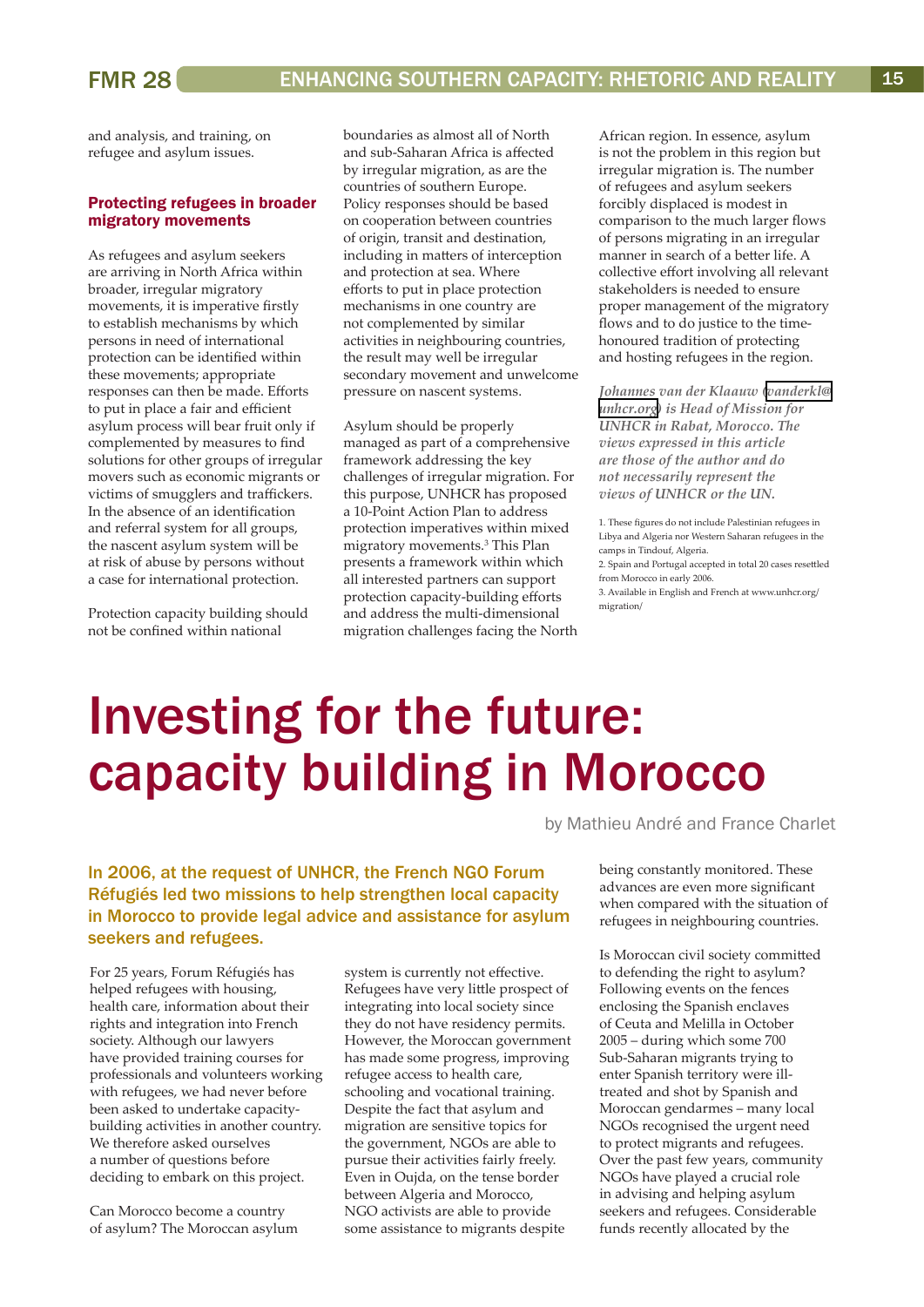and analysis, and training, on refugee and asylum issues.

### Protecting refugees in broader migratory movements

As refugees and asylum seekers are arriving in North Africa within broader, irregular migratory movements, it is imperative firstly to establish mechanisms by which persons in need of international protection can be identified within these movements; appropriate responses can then be made. Efforts to put in place a fair and efficient asylum process will bear fruit only if complemented by measures to find solutions for other groups of irregular movers such as economic migrants or victims of smugglers and traffickers. In the absence of an identification and referral system for all groups, the nascent asylum system will be at risk of abuse by persons without a case for international protection.

Protection capacity building should not be confined within national boundaries as almost all of North and sub-Saharan Africa is affected by irregular migration, as are the countries of southern Europe. Policy responses should be based on cooperation between countries of origin, transit and destination, including in matters of interception and protection at sea. Where efforts to put in place protection mechanisms in one country are not complemented by similar activities in neighbouring countries, the result may well be irregular secondary movement and unwelcome pressure on nascent systems.

Asylum should be properly managed as part of a comprehensive framework addressing the key challenges of irregular migration. For this purpose, UNHCR has proposed a 10-Point Action Plan to address protection imperatives within mixed migratory movements.[3] This Plan presents a framework within which all interested partners can support protection capacity-building efforts and address the multi-dimensional migration challenges facing the North African region. In essence, asylum is not the problem in this region but irregular migration is. The number of refugees and asylum seekers forcibly displaced is modest in comparison to the much larger flows of persons migrating in an irregular manner in search of a better life. A collective effort involving all relevant stakeholders is needed to ensure proper management of the migratory flows and to do justice to the time-honoured tradition of protecting and hosting refugees in the region.

*Johannes van der Klaauw (vanderkl@unhcr.org) is Head of Mission for UNHCR in Rabat, Morocco. The views expressed in this article are those of the author and do not necessarily represent the views of UNHCR or the UN.*

1. These figures do not include Palestinian refugees in Libya and Algeria nor Western Saharan refugees in the camps in Tindouf, Algeria.
2. Spain and Portugal accepted in total 20 cases resettled from Morocco in early 2006.
3. Available in English and French at www.unhcr.org/migration/

# Investing for the future: capacity building in Morocco

by Mathieu André and France Charlet

**In 2006, at the request of UNHCR, the French NGO Forum Réfugiés led two missions to help strengthen local capacity in Morocco to provide legal advice and assistance for asylum seekers and refugees.**

For 25 years, Forum Réfugiés has helped refugees with housing, health care, information about their rights and integration into French society. Although our lawyers have provided training courses for professionals and volunteers working with refugees, we had never before been asked to undertake capacity-building activities in another country. We therefore asked ourselves a number of questions before deciding to embark on this project.

Can Morocco become a country of asylum? The Moroccan asylum system is currently not effective. Refugees have very little prospect of integrating into local society since they do not have residency permits. However, the Moroccan government has made some progress, improving refugee access to health care, schooling and vocational training. Despite the fact that asylum and migration are sensitive topics for the government, NGOs are able to pursue their activities fairly freely. Even in Oujda, on the tense border between Algeria and Morocco, NGO activists are able to provide some assistance to migrants despite being constantly monitored. These advances are even more significant when compared with the situation of refugees in neighbouring countries.

Is Moroccan civil society committed to defending the right to asylum? Following events on the fences enclosing the Spanish enclaves of Ceuta and Melilla in October 2005 – during which some 700 Sub-Saharan migrants trying to enter Spanish territory were ill-treated and shot by Spanish and Moroccan gendarmes – many local NGOs recognised the urgent need to protect migrants and refugees. Over the past few years, community NGOs have played a crucial role in advising and helping asylum seekers and refugees. Considerable funds recently allocated by the